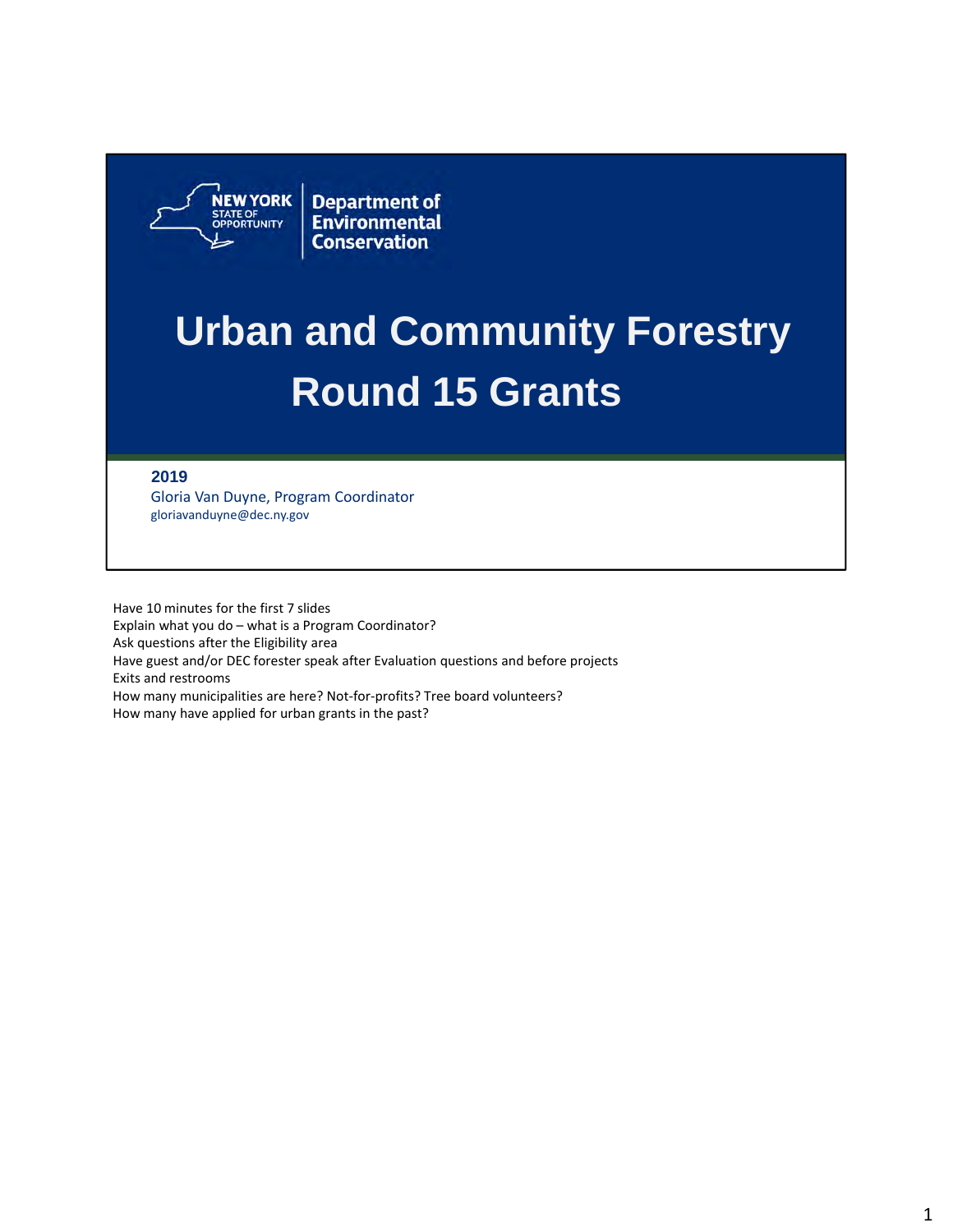NEW YORK STATE OF OPPORTUNITY | Department of Environmental Conservation

# Urban and Community Forestry Round 15 Grants

**2019**

Gloria Van Duyne, Program Coordinator

gloriavanduyne@dec.ny.gov

Have 10 minutes for the first 7 slides
Explain what you do – what is a Program Coordinator?
Ask questions after the Eligibility area
Have guest and/or DEC forester speak after Evaluation questions and before projects
Exits and restrooms
How many municipalities are here? Not-for-profits? Tree board volunteers?
How many have applied for urban grants in the past?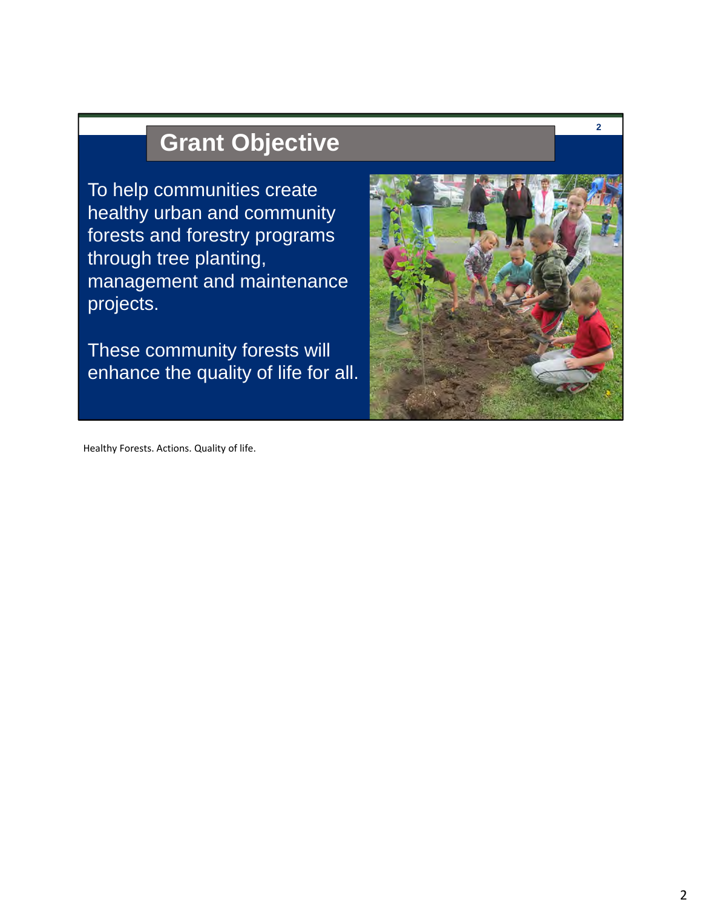## Grant Objective

To help communities create healthy urban and community forests and forestry programs through tree planting, management and maintenance projects.

These community forests will enhance the quality of life for all.

Healthy Forests. Actions. Quality of life.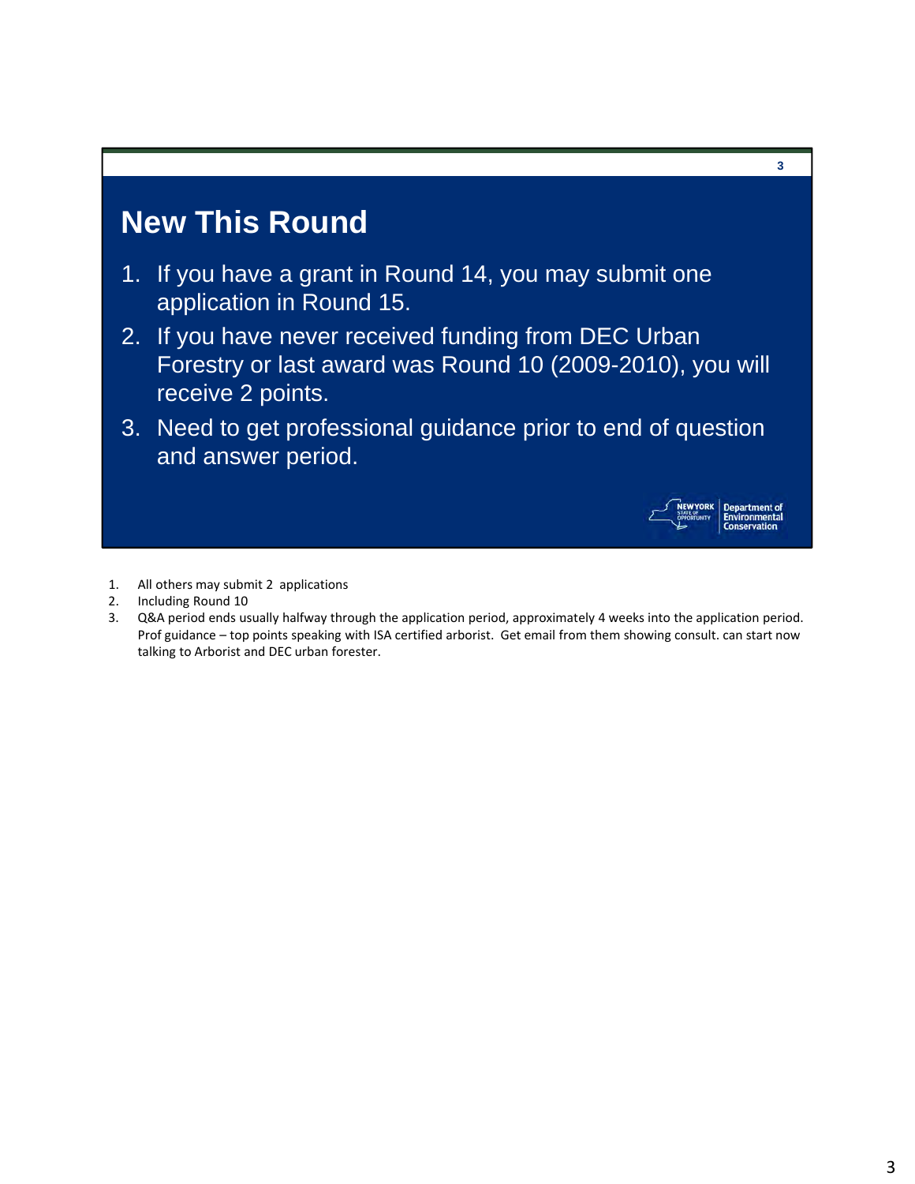## New This Round

1. If you have a grant in Round 14, you may submit one application in Round 15.
2. If you have never received funding from DEC Urban Forestry or last award was Round 10 (2009-2010), you will receive 2 points.
3. Need to get professional guidance prior to end of question and answer period.

---

1. All others may submit 2 applications
2. Including Round 10
3. Q&A period ends usually halfway through the application period, approximately 4 weeks into the application period. Prof guidance – top points speaking with ISA certified arborist. Get email from them showing consult. can start now talking to Arborist and DEC urban forester.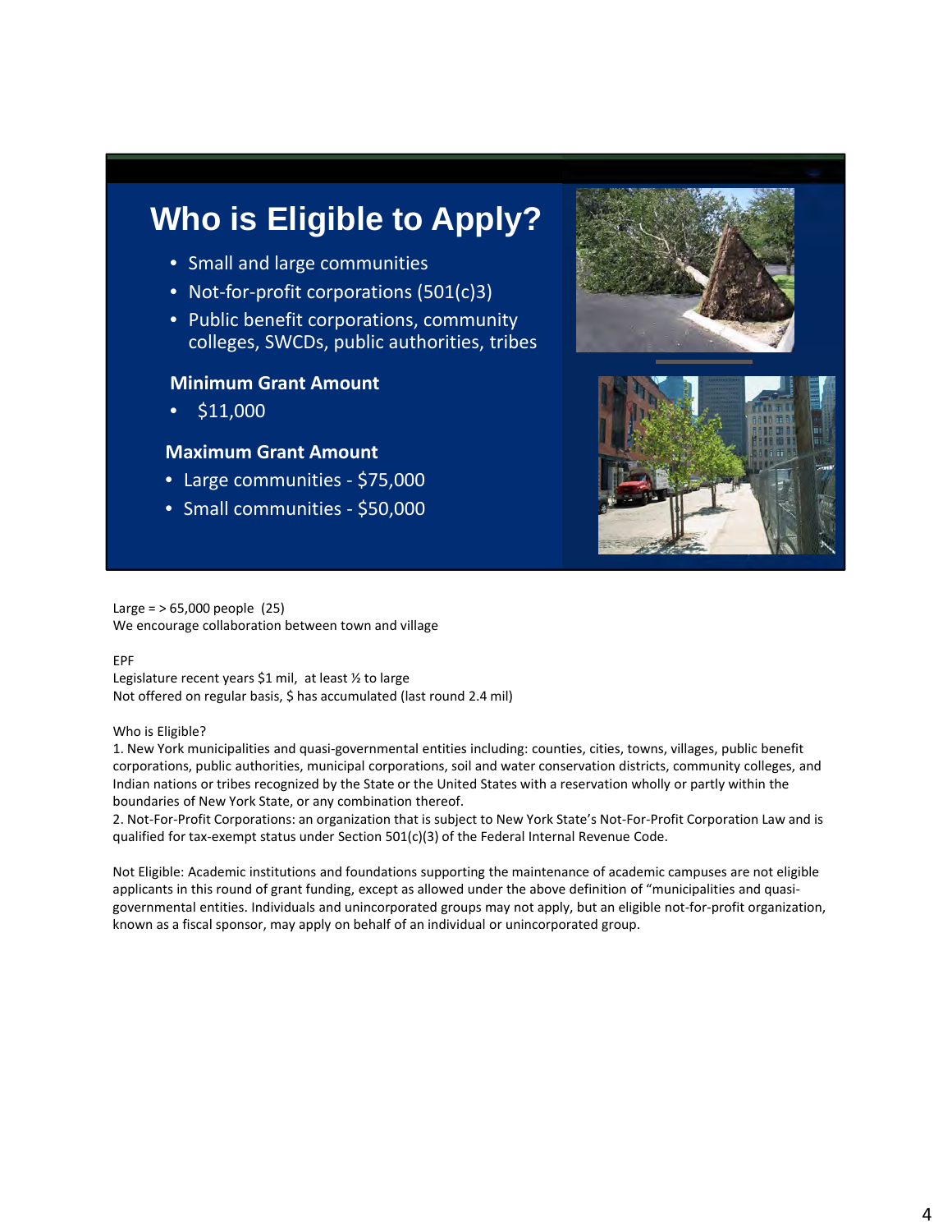# Who is Eligible to Apply?

- Small and large communities
- Not-for-profit corporations (501(c)3)
- Public benefit corporations, community colleges, SWCDs, public authorities, tribes

**Minimum Grant Amount**

- $11,000

**Maximum Grant Amount**

- Large communities - $75,000
- Small communities - $50,000

Large = > 65,000 people (25)
We encourage collaboration between town and village

EPF
Legislature recent years $1 mil, at least ½ to large
Not offered on regular basis, $ has accumulated (last round 2.4 mil)

Who is Eligible?
1. New York municipalities and quasi-governmental entities including: counties, cities, towns, villages, public benefit corporations, public authorities, municipal corporations, soil and water conservation districts, community colleges, and Indian nations or tribes recognized by the State or the United States with a reservation wholly or partly within the boundaries of New York State, or any combination thereof.
2. Not-For-Profit Corporations: an organization that is subject to New York State's Not-For-Profit Corporation Law and is qualified for tax-exempt status under Section 501(c)(3) of the Federal Internal Revenue Code.

Not Eligible: Academic institutions and foundations supporting the maintenance of academic campuses are not eligible applicants in this round of grant funding, except as allowed under the above definition of "municipalities and quasi-governmental entities. Individuals and unincorporated groups may not apply, but an eligible not-for-profit organization, known as a fiscal sponsor, may apply on behalf of an individual or unincorporated group.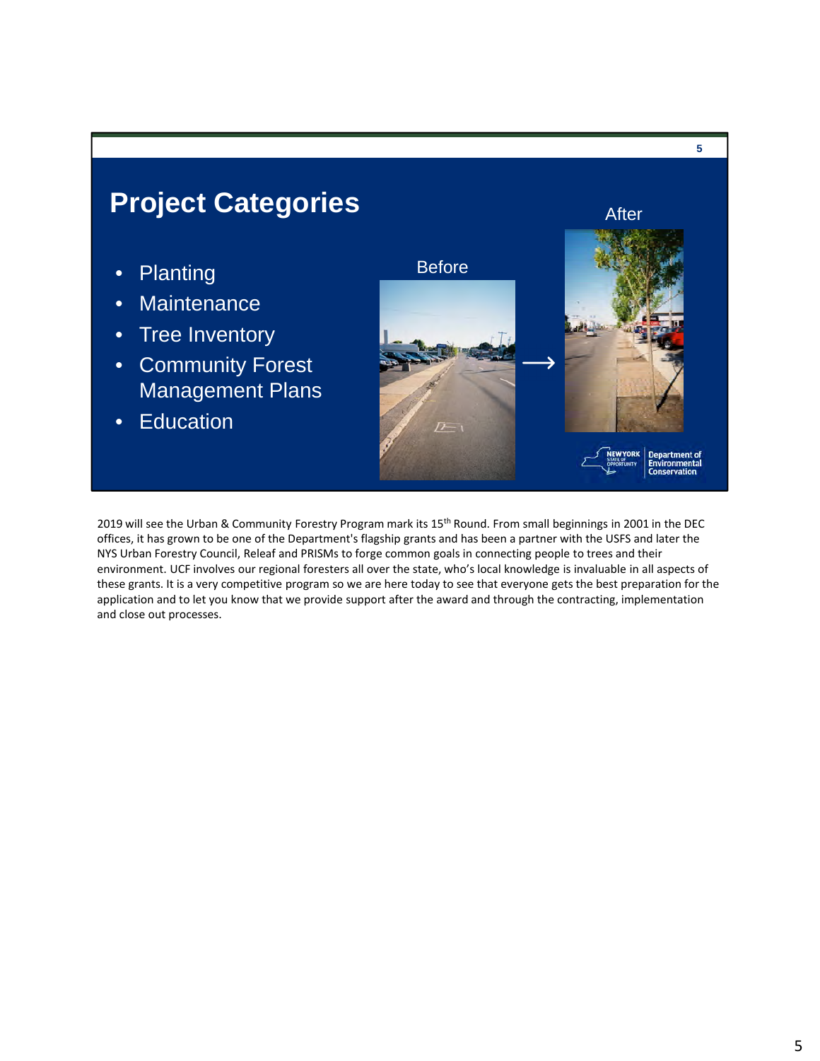## Project Categories

- Planting
- Maintenance
- Tree Inventory
- Community Forest Management Plans
- Education

Before → After

2019 will see the Urban & Community Forestry Program mark its 15th Round. From small beginnings in 2001 in the DEC offices, it has grown to be one of the Department's flagship grants and has been a partner with the USFS and later the NYS Urban Forestry Council, Releaf and PRISMs to forge common goals in connecting people to trees and their environment. UCF involves our regional foresters all over the state, who's local knowledge is invaluable in all aspects of these grants. It is a very competitive program so we are here today to see that everyone gets the best preparation for the application and to let you know that we provide support after the award and through the contracting, implementation and close out processes.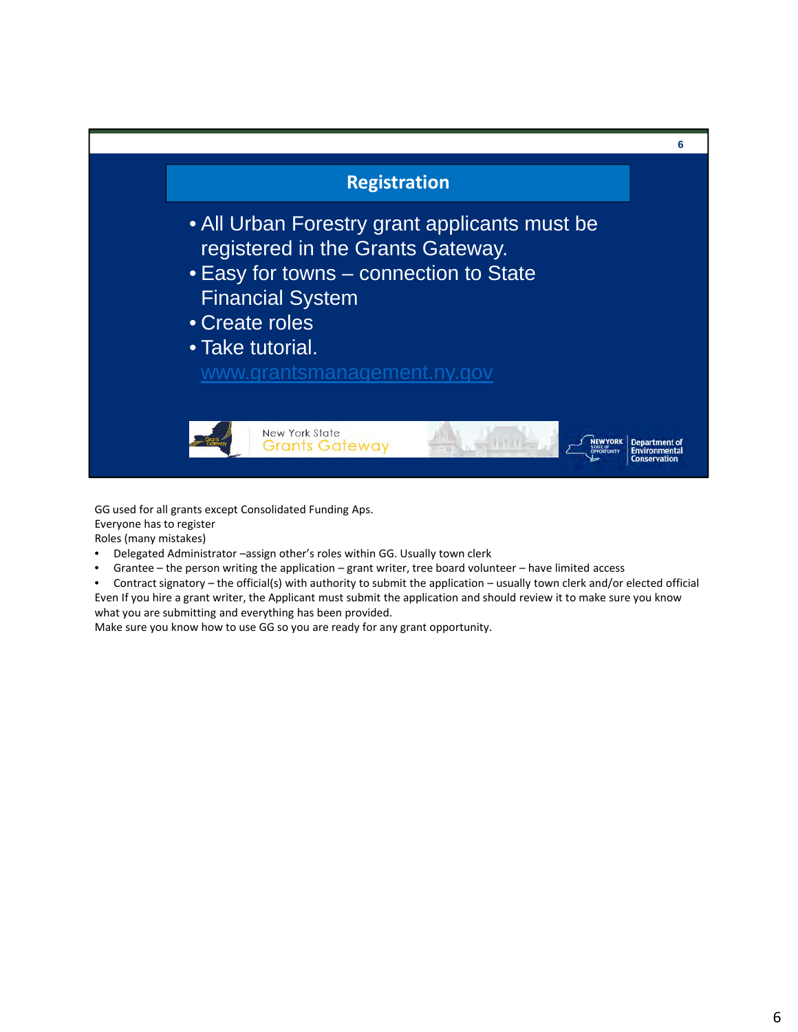## Registration

- All Urban Forestry grant applicants must be registered in the Grants Gateway.
- Easy for towns – connection to State Financial System
- Create roles
- Take tutorial. [www.grantsmanagement.ny.gov](http://www.grantsmanagement.ny.gov)

New York State Grants Gateway

NEW YORK STATE OF OPPORTUNITY | Department of Environmental Conservation

GG used for all grants except Consolidated Funding Aps.
Everyone has to register
Roles (many mistakes)

- Delegated Administrator –assign other's roles within GG. Usually town clerk
- Grantee – the person writing the application – grant writer, tree board volunteer – have limited access
- Contract signatory – the official(s) with authority to submit the application – usually town clerk and/or elected official

Even If you hire a grant writer, the Applicant must submit the application and should review it to make sure you know what you are submitting and everything has been provided.
Make sure you know how to use GG so you are ready for any grant opportunity.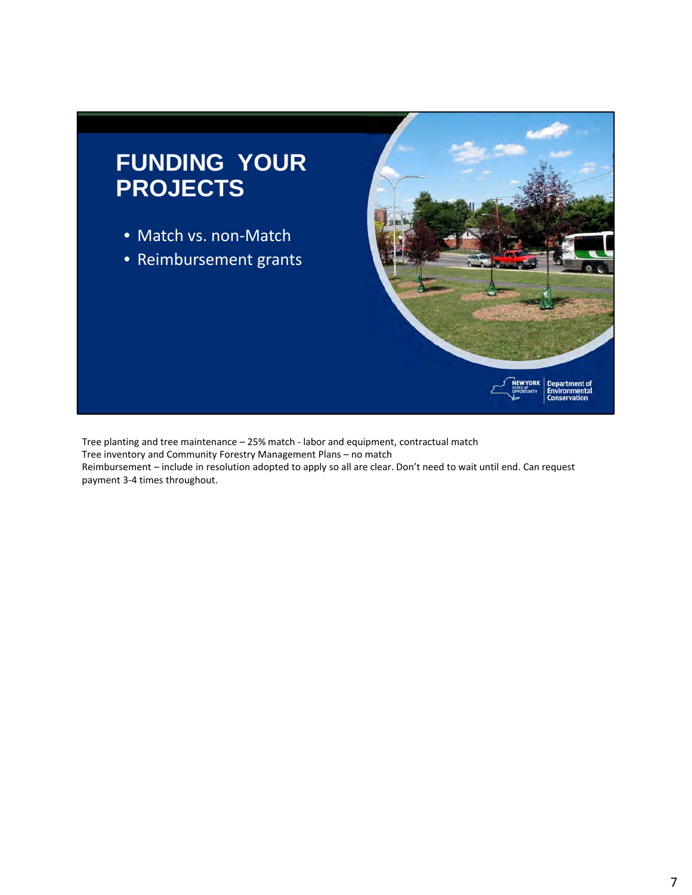# FUNDING YOUR PROJECTS

- Match vs. non-Match
- Reimbursement grants

Tree planting and tree maintenance – 25% match - labor and equipment, contractual match
Tree inventory and Community Forestry Management Plans – no match
Reimbursement – include in resolution adopted to apply so all are clear. Don't need to wait until end. Can request payment 3-4 times throughout.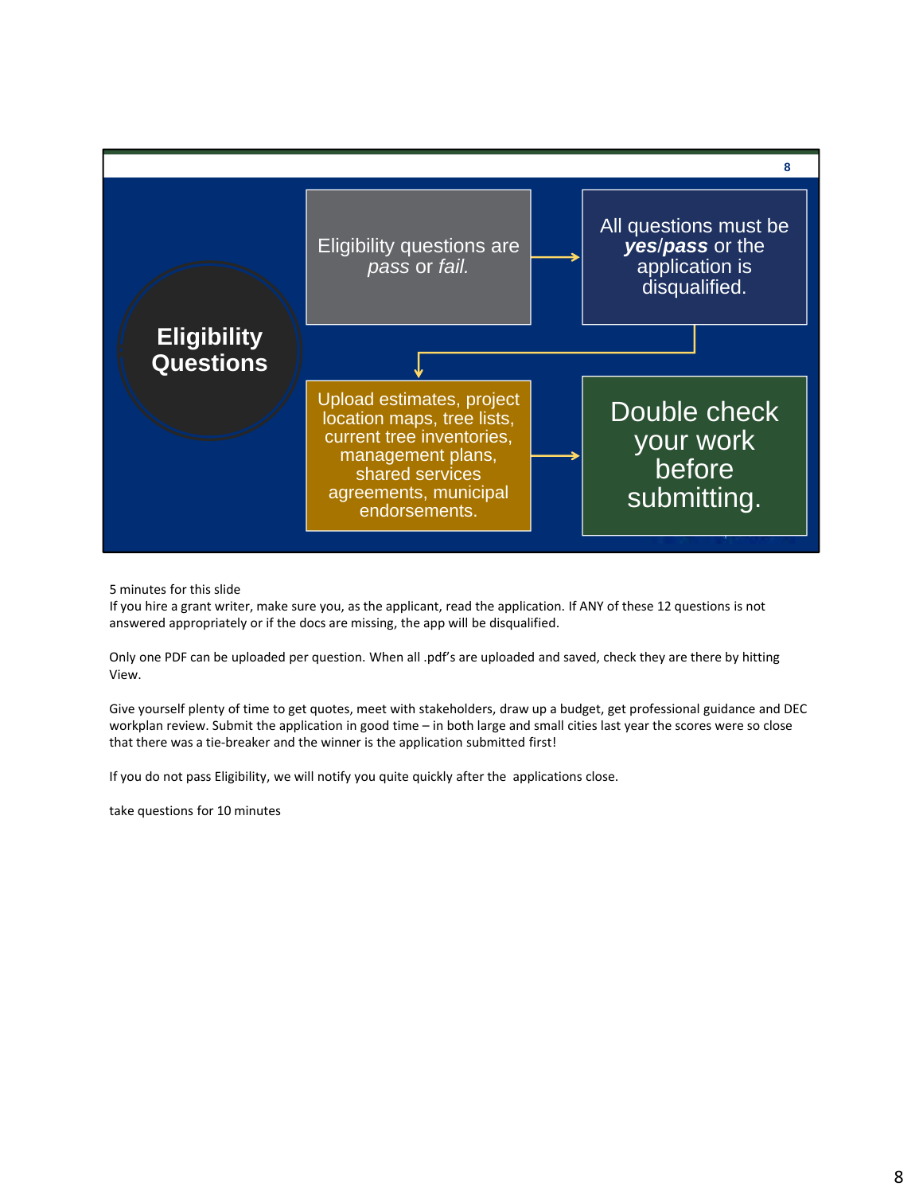# Eligibility Questions

Eligibility questions are *pass* or *fail.*

All questions must be ***yes***/***pass*** or the application is disqualified.

Upload estimates, project location maps, tree lists, current tree inventories, management plans, shared services agreements, municipal endorsements.

Double check your work before submitting.

5 minutes for this slide

If you hire a grant writer, make sure you, as the applicant, read the application. If ANY of these 12 questions is not answered appropriately or if the docs are missing, the app will be disqualified.

Only one PDF can be uploaded per question. When all .pdf's are uploaded and saved, check they are there by hitting View.

Give yourself plenty of time to get quotes, meet with stakeholders, draw up a budget, get professional guidance and DEC workplan review. Submit the application in good time – in both large and small cities last year the scores were so close that there was a tie-breaker and the winner is the application submitted first!

If you do not pass Eligibility, we will notify you quite quickly after the applications close.

take questions for 10 minutes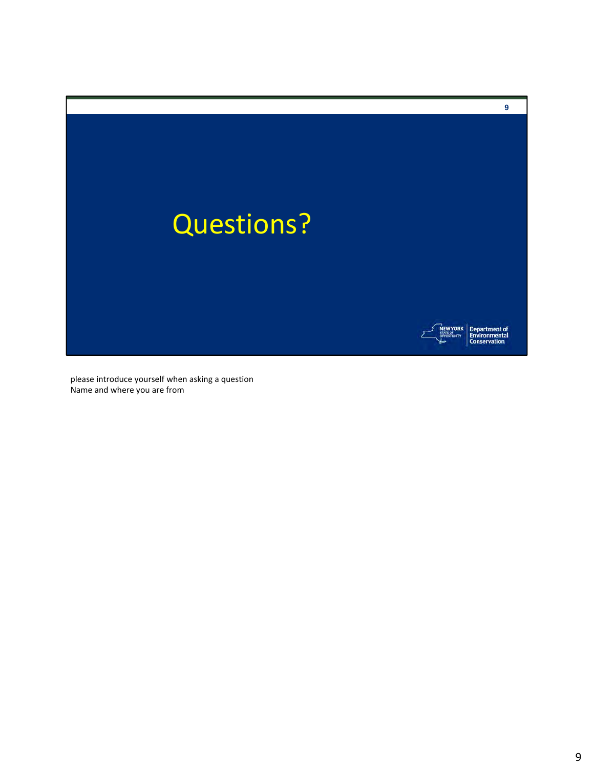# Questions?

New York State of Opportunity | Department of Environmental Conservation

please introduce yourself when asking a question
Name and where you are from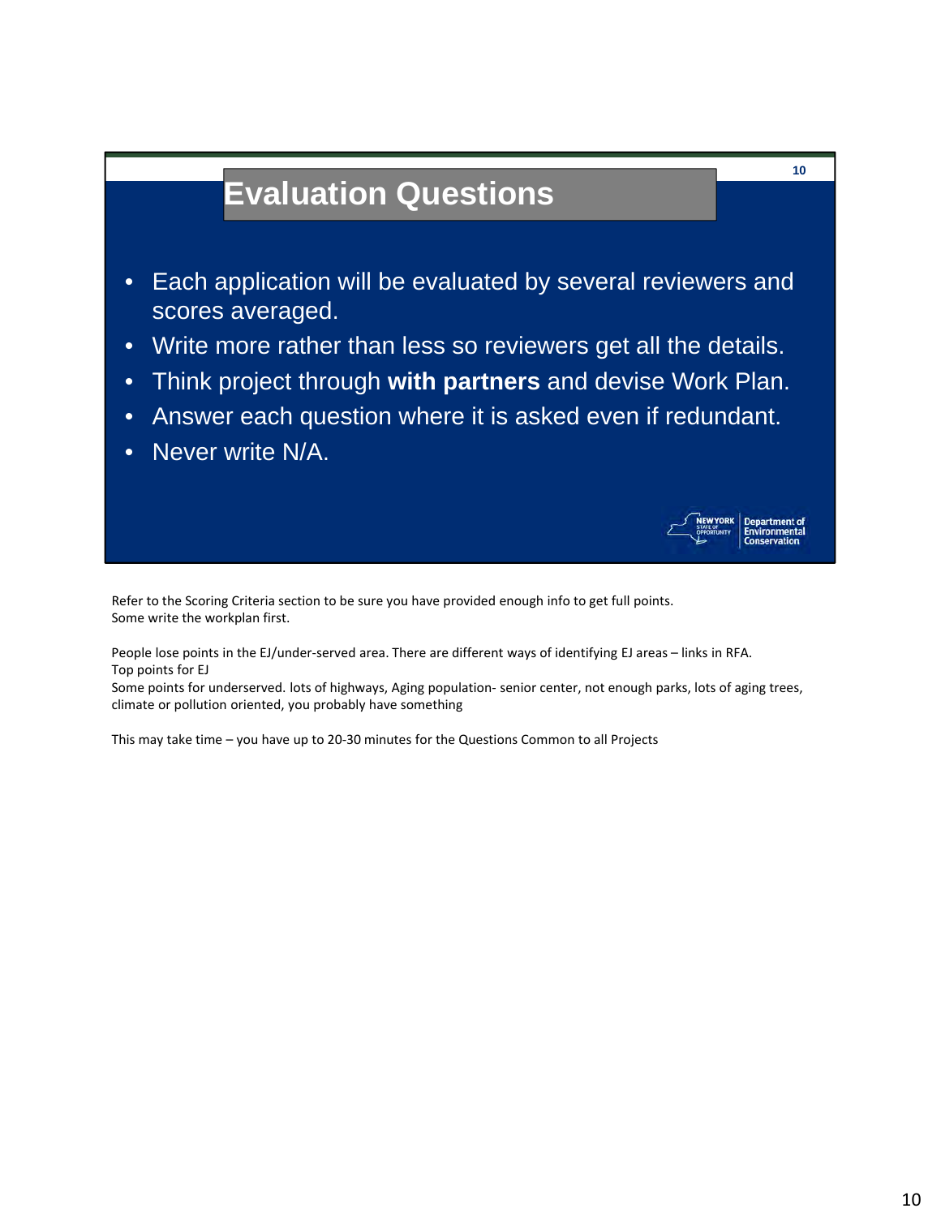# Evaluation Questions

- Each application will be evaluated by several reviewers and scores averaged.
- Write more rather than less so reviewers get all the details.
- Think project through **with partners** and devise Work Plan.
- Answer each question where it is asked even if redundant.
- Never write N/A.

Refer to the Scoring Criteria section to be sure you have provided enough info to get full points.
Some write the workplan first.

People lose points in the EJ/under-served area. There are different ways of identifying EJ areas – links in RFA.
Top points for EJ
Some points for underserved. lots of highways, Aging population- senior center, not enough parks, lots of aging trees, climate or pollution oriented, you probably have something

This may take time – you have up to 20-30 minutes for the Questions Common to all Projects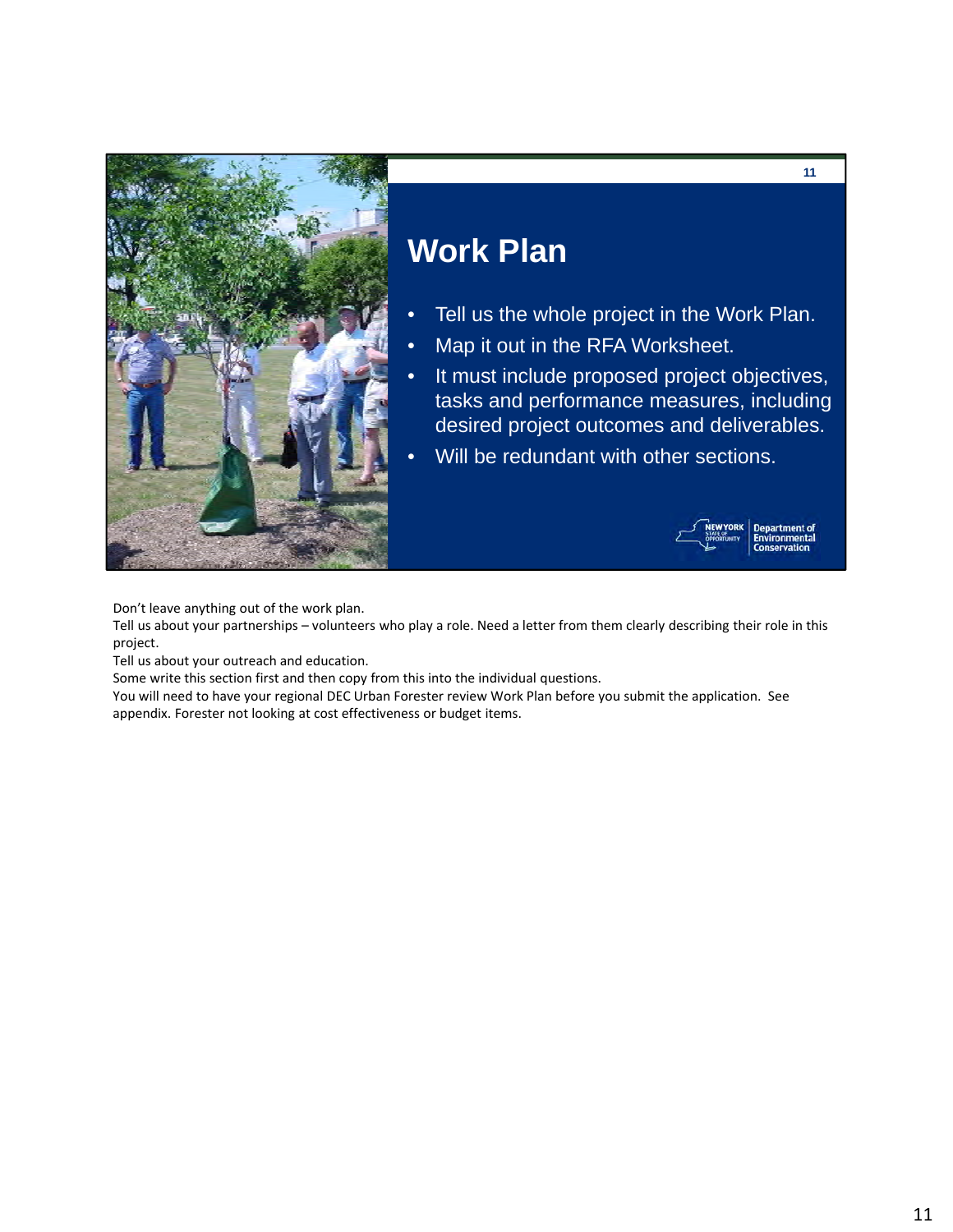# Work Plan

- Tell us the whole project in the Work Plan.
- Map it out in the RFA Worksheet.
- It must include proposed project objectives, tasks and performance measures, including desired project outcomes and deliverables.
- Will be redundant with other sections.

New York State of Opportunity | Department of Environmental Conservation

Don't leave anything out of the work plan.

Tell us about your partnerships – volunteers who play a role. Need a letter from them clearly describing their role in this project.

Tell us about your outreach and education.

Some write this section first and then copy from this into the individual questions.

You will need to have your regional DEC Urban Forester review Work Plan before you submit the application. See appendix. Forester not looking at cost effectiveness or budget items.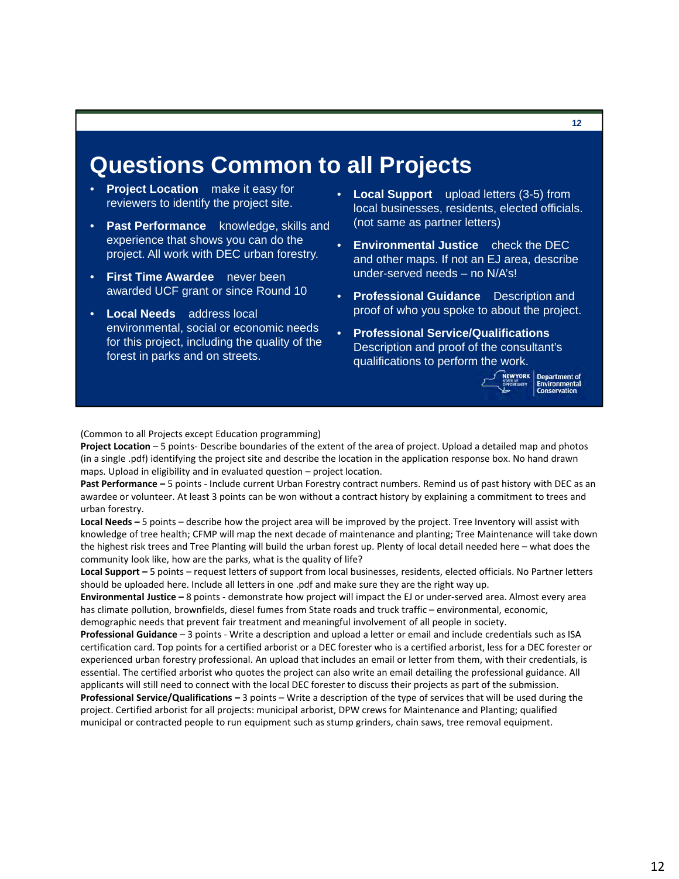# Questions Common to all Projects

- **Project Location** make it easy for reviewers to identify the project site.
- **Past Performance** knowledge, skills and experience that shows you can do the project. All work with DEC urban forestry.
- **First Time Awardee** never been awarded UCF grant or since Round 10
- **Local Needs** address local environmental, social or economic needs for this project, including the quality of the forest in parks and on streets.
- **Local Support** upload letters (3-5) from local businesses, residents, elected officials. (not same as partner letters)
- **Environmental Justice** check the DEC and other maps. If not an EJ area, describe under-served needs – no N/A's!
- **Professional Guidance** Description and proof of who you spoke to about the project.
- **Professional Service/Qualifications** Description and proof of the consultant's qualifications to perform the work.

NEW YORK STATE OF OPPORTUNITY | Department of Environmental Conservation

(Common to all Projects except Education programming)

**Project Location** – 5 points- Describe boundaries of the extent of the area of project. Upload a detailed map and photos (in a single .pdf) identifying the project site and describe the location in the application response box. No hand drawn maps. Upload in eligibility and in evaluated question – project location.

**Past Performance –** 5 points - Include current Urban Forestry contract numbers. Remind us of past history with DEC as an awardee or volunteer. At least 3 points can be won without a contract history by explaining a commitment to trees and urban forestry.

**Local Needs –** 5 points – describe how the project area will be improved by the project. Tree Inventory will assist with knowledge of tree health; CFMP will map the next decade of maintenance and planting; Tree Maintenance will take down the highest risk trees and Tree Planting will build the urban forest up. Plenty of local detail needed here – what does the community look like, how are the parks, what is the quality of life?

**Local Support –** 5 points – request letters of support from local businesses, residents, elected officials. No Partner letters should be uploaded here. Include all letters in one .pdf and make sure they are the right way up.

**Environmental Justice –** 8 points - demonstrate how project will impact the EJ or under-served area. Almost every area has climate pollution, brownfields, diesel fumes from State roads and truck traffic – environmental, economic, demographic needs that prevent fair treatment and meaningful involvement of all people in society.

**Professional Guidance** – 3 points - Write a description and upload a letter or email and include credentials such as ISA certification card. Top points for a certified arborist or a DEC forester who is a certified arborist, less for a DEC forester or experienced urban forestry professional. An upload that includes an email or letter from them, with their credentials, is essential. The certified arborist who quotes the project can also write an email detailing the professional guidance. All applicants will still need to connect with the local DEC forester to discuss their projects as part of the submission.

**Professional Service/Qualifications –** 3 points – Write a description of the type of services that will be used during the project. Certified arborist for all projects: municipal arborist, DPW crews for Maintenance and Planting; qualified municipal or contracted people to run equipment such as stump grinders, chain saws, tree removal equipment.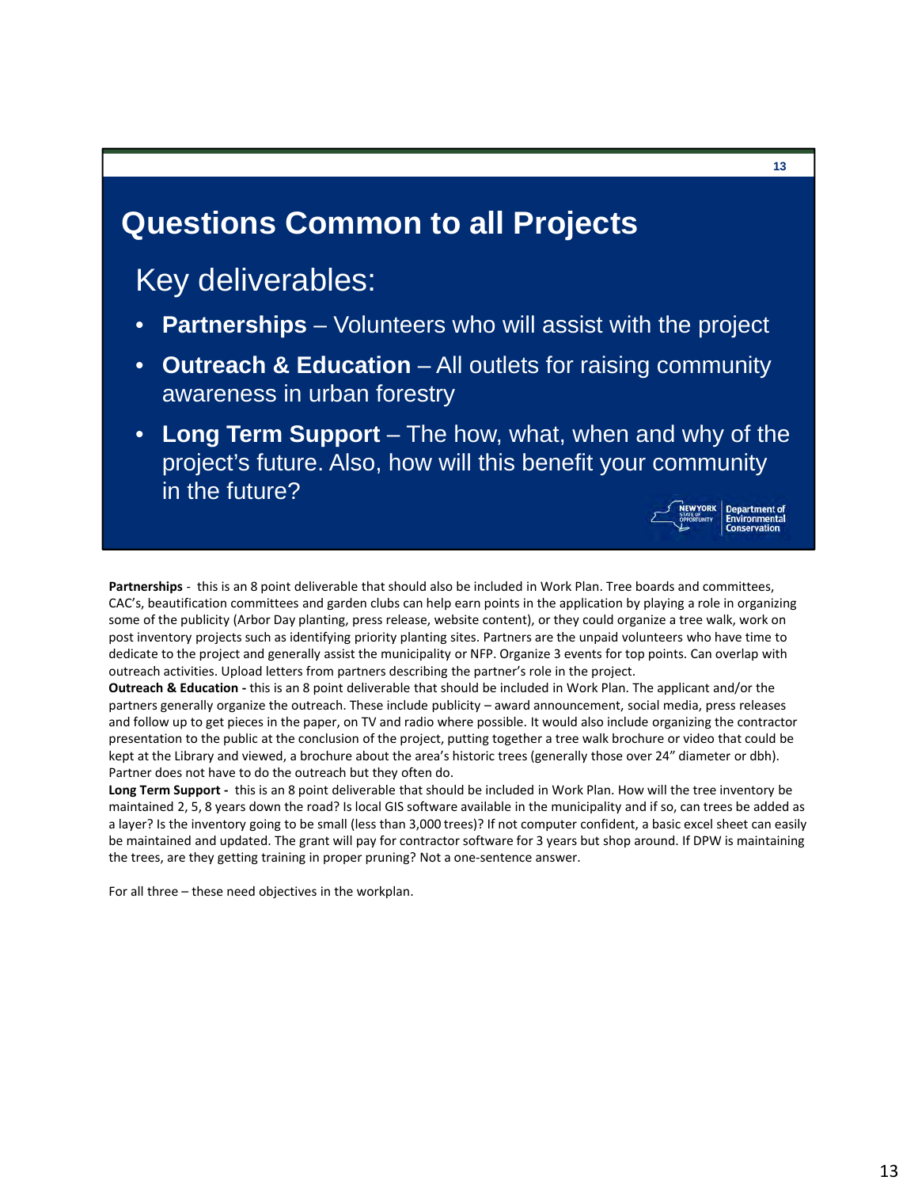# Questions Common to all Projects

## Key deliverables:

- **Partnerships** – Volunteers who will assist with the project
- **Outreach & Education** – All outlets for raising community awareness in urban forestry
- **Long Term Support** – The how, what, when and why of the project's future. Also, how will this benefit your community in the future?

**Partnerships** - this is an 8 point deliverable that should also be included in Work Plan. Tree boards and committees, CAC's, beautification committees and garden clubs can help earn points in the application by playing a role in organizing some of the publicity (Arbor Day planting, press release, website content), or they could organize a tree walk, work on post inventory projects such as identifying priority planting sites. Partners are the unpaid volunteers who have time to dedicate to the project and generally assist the municipality or NFP. Organize 3 events for top points. Can overlap with outreach activities. Upload letters from partners describing the partner's role in the project.

**Outreach & Education -** this is an 8 point deliverable that should be included in Work Plan. The applicant and/or the partners generally organize the outreach. These include publicity – award announcement, social media, press releases and follow up to get pieces in the paper, on TV and radio where possible. It would also include organizing the contractor presentation to the public at the conclusion of the project, putting together a tree walk brochure or video that could be kept at the Library and viewed, a brochure about the area's historic trees (generally those over 24" diameter or dbh). Partner does not have to do the outreach but they often do.

**Long Term Support -** this is an 8 point deliverable that should be included in Work Plan. How will the tree inventory be maintained 2, 5, 8 years down the road? Is local GIS software available in the municipality and if so, can trees be added as a layer? Is the inventory going to be small (less than 3,000 trees)? If not computer confident, a basic excel sheet can easily be maintained and updated. The grant will pay for contractor software for 3 years but shop around. If DPW is maintaining the trees, are they getting training in proper pruning? Not a one-sentence answer.

For all three – these need objectives in the workplan.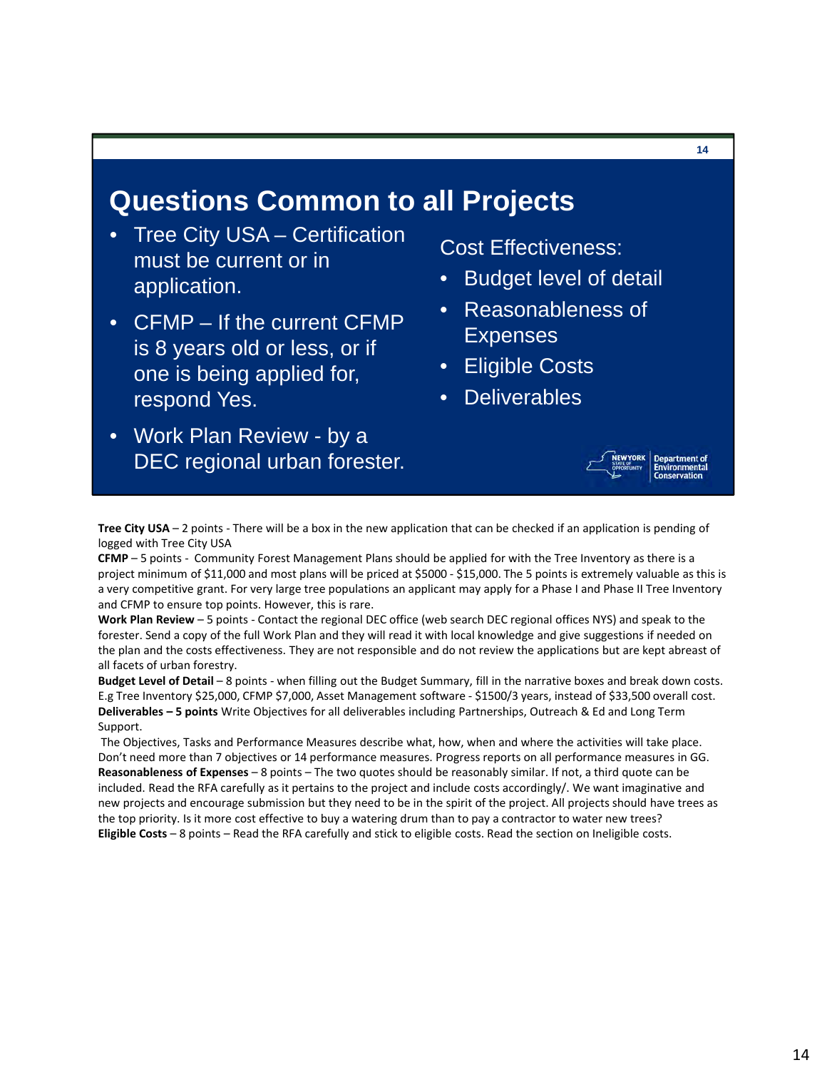# Questions Common to all Projects

- Tree City USA – Certification must be current or in application.
- CFMP – If the current CFMP is 8 years old or less, or if one is being applied for, respond Yes.
- Work Plan Review - by a DEC regional urban forester.

Cost Effectiveness:

- Budget level of detail
- Reasonableness of Expenses
- Eligible Costs
- Deliverables

**Tree City USA** – 2 points - There will be a box in the new application that can be checked if an application is pending of logged with Tree City USA

**CFMP** – 5 points - Community Forest Management Plans should be applied for with the Tree Inventory as there is a project minimum of $11,000 and most plans will be priced at $5000 - $15,000. The 5 points is extremely valuable as this is a very competitive grant. For very large tree populations an applicant may apply for a Phase I and Phase II Tree Inventory and CFMP to ensure top points. However, this is rare.

**Work Plan Review** – 5 points - Contact the regional DEC office (web search DEC regional offices NYS) and speak to the forester. Send a copy of the full Work Plan and they will read it with local knowledge and give suggestions if needed on the plan and the costs effectiveness. They are not responsible and do not review the applications but are kept abreast of all facets of urban forestry.

**Budget Level of Detail** – 8 points - when filling out the Budget Summary, fill in the narrative boxes and break down costs. E.g Tree Inventory $25,000, CFMP $7,000, Asset Management software - $1500/3 years, instead of $33,500 overall cost.

**Deliverables – 5 points** Write Objectives for all deliverables including Partnerships, Outreach & Ed and Long Term Support.

The Objectives, Tasks and Performance Measures describe what, how, when and where the activities will take place. Don't need more than 7 objectives or 14 performance measures. Progress reports on all performance measures in GG.

**Reasonableness of Expenses** – 8 points – The two quotes should be reasonably similar. If not, a third quote can be included. Read the RFA carefully as it pertains to the project and include costs accordingly/. We want imaginative and new projects and encourage submission but they need to be in the spirit of the project. All projects should have trees as the top priority. Is it more cost effective to buy a watering drum than to pay a contractor to water new trees?

**Eligible Costs** – 8 points – Read the RFA carefully and stick to eligible costs. Read the section on Ineligible costs.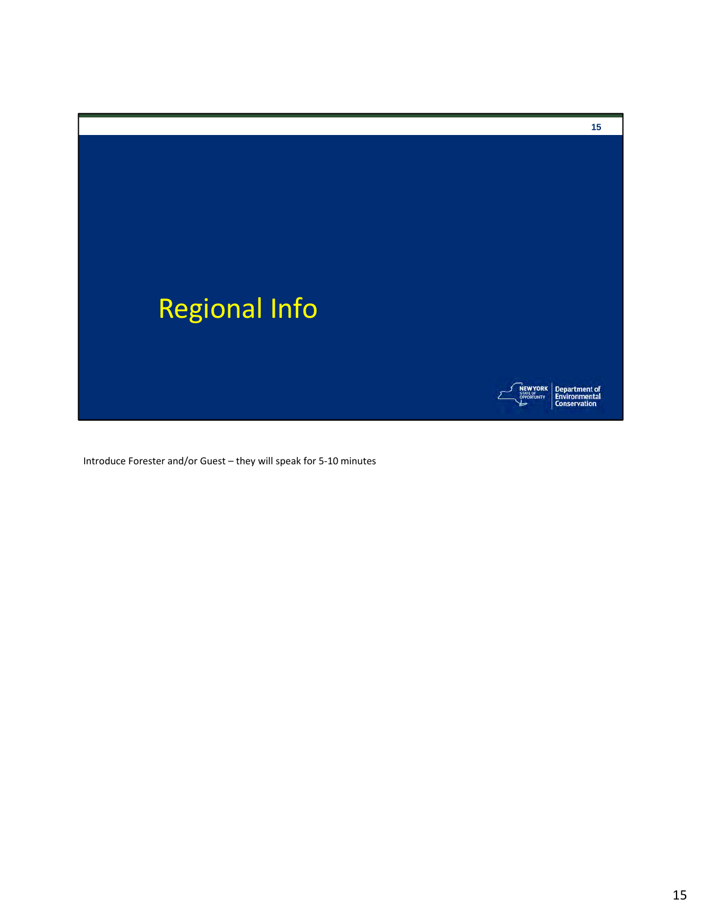# Regional Info

Introduce Forester and/or Guest – they will speak for 5-10 minutes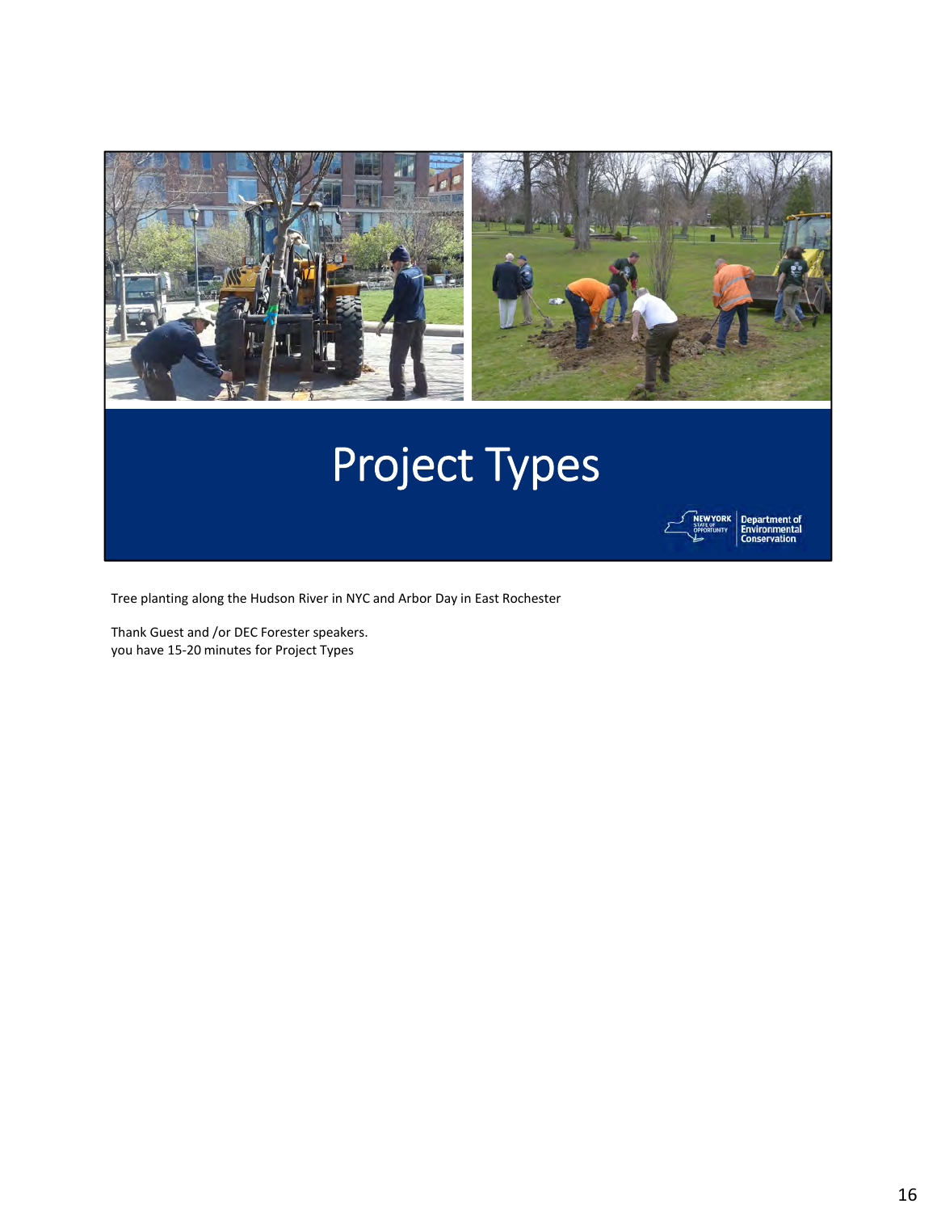# Project Types

Tree planting along the Hudson River in NYC and Arbor Day in East Rochester

Thank Guest and /or DEC Forester speakers.
you have 15-20 minutes for Project Types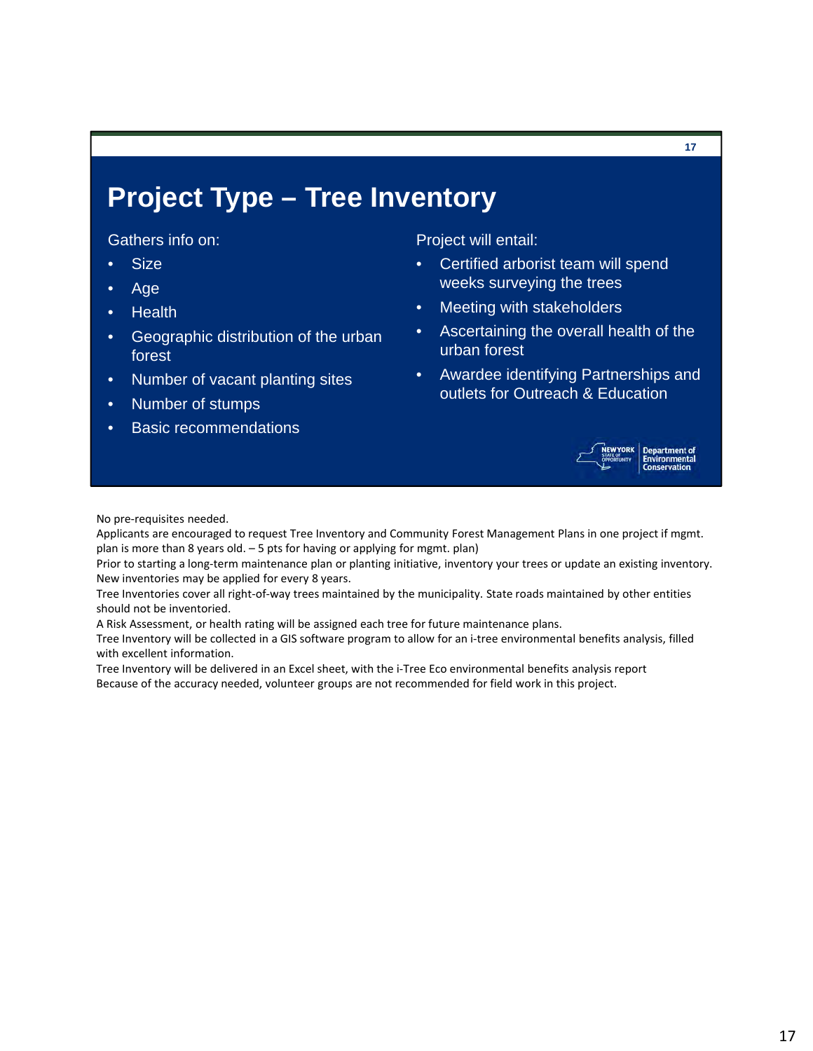# Project Type – Tree Inventory

Gathers info on:

- Size
- Age
- Health
- Geographic distribution of the urban forest
- Number of vacant planting sites
- Number of stumps
- Basic recommendations

Project will entail:

- Certified arborist team will spend weeks surveying the trees
- Meeting with stakeholders
- Ascertaining the overall health of the urban forest
- Awardee identifying Partnerships and outlets for Outreach & Education

NEW YORK STATE OF OPPORTUNITY | Department of Environmental Conservation

No pre-requisites needed.
Applicants are encouraged to request Tree Inventory and Community Forest Management Plans in one project if mgmt. plan is more than 8 years old. – 5 pts for having or applying for mgmt. plan)
Prior to starting a long-term maintenance plan or planting initiative, inventory your trees or update an existing inventory. New inventories may be applied for every 8 years.
Tree Inventories cover all right-of-way trees maintained by the municipality. State roads maintained by other entities should not be inventoried.
A Risk Assessment, or health rating will be assigned each tree for future maintenance plans.
Tree Inventory will be collected in a GIS software program to allow for an i-tree environmental benefits analysis, filled with excellent information.
Tree Inventory will be delivered in an Excel sheet, with the i-Tree Eco environmental benefits analysis report
Because of the accuracy needed, volunteer groups are not recommended for field work in this project.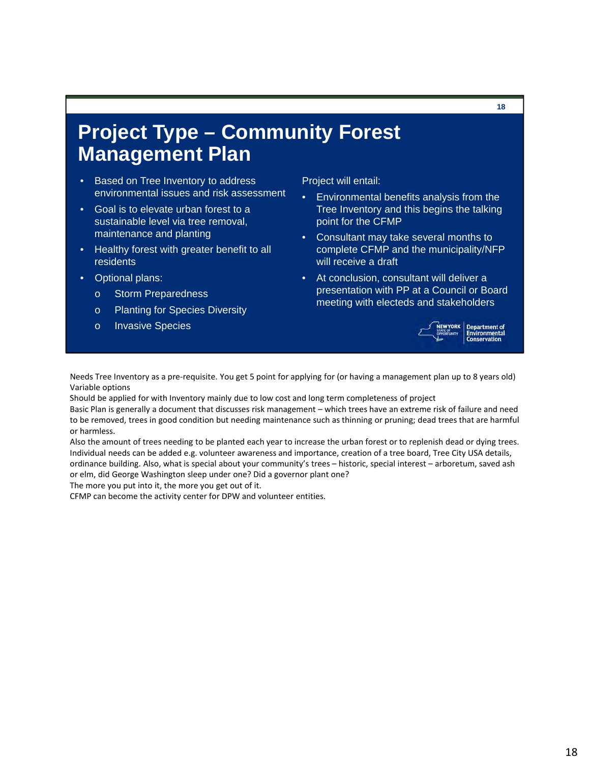# Project Type – Community Forest Management Plan

- Based on Tree Inventory to address environmental issues and risk assessment
- Goal is to elevate urban forest to a sustainable level via tree removal, maintenance and planting
- Healthy forest with greater benefit to all residents
- Optional plans:
  - Storm Preparedness
  - Planting for Species Diversity
  - Invasive Species

Project will entail:

- Environmental benefits analysis from the Tree Inventory and this begins the talking point for the CFMP
- Consultant may take several months to complete CFMP and the municipality/NFP will receive a draft
- At conclusion, consultant will deliver a presentation with PP at a Council or Board meeting with electeds and stakeholders

NEW YORK STATE OF OPPORTUNITY | Department of Environmental Conservation

Needs Tree Inventory as a pre-requisite. You get 5 point for applying for (or having a management plan up to 8 years old)
Variable options
Should be applied for with Inventory mainly due to low cost and long term completeness of project
Basic Plan is generally a document that discusses risk management – which trees have an extreme risk of failure and need to be removed, trees in good condition but needing maintenance such as thinning or pruning; dead trees that are harmful or harmless.
Also the amount of trees needing to be planted each year to increase the urban forest or to replenish dead or dying trees.
Individual needs can be added e.g. volunteer awareness and importance, creation of a tree board, Tree City USA details, ordinance building. Also, what is special about your community's trees – historic, special interest – arboretum, saved ash or elm, did George Washington sleep under one? Did a governor plant one?
The more you put into it, the more you get out of it.
CFMP can become the activity center for DPW and volunteer entities.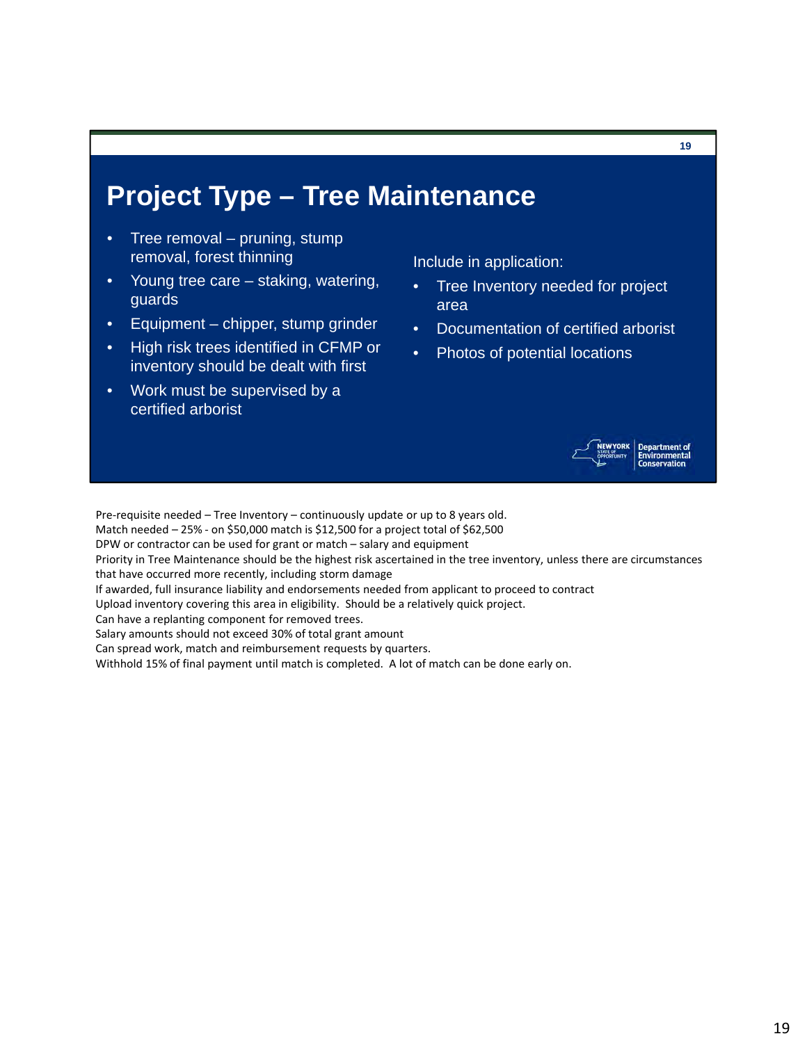# Project Type – Tree Maintenance

- Tree removal – pruning, stump removal, forest thinning
- Young tree care – staking, watering, guards
- Equipment – chipper, stump grinder
- High risk trees identified in CFMP or inventory should be dealt with first
- Work must be supervised by a certified arborist

Include in application:

- Tree Inventory needed for project area
- Documentation of certified arborist
- Photos of potential locations

Pre-requisite needed – Tree Inventory – continuously update or up to 8 years old.
Match needed – 25% - on $50,000 match is $12,500 for a project total of $62,500
DPW or contractor can be used for grant or match – salary and equipment
Priority in Tree Maintenance should be the highest risk ascertained in the tree inventory, unless there are circumstances that have occurred more recently, including storm damage
If awarded, full insurance liability and endorsements needed from applicant to proceed to contract
Upload inventory covering this area in eligibility. Should be a relatively quick project.
Can have a replanting component for removed trees.
Salary amounts should not exceed 30% of total grant amount
Can spread work, match and reimbursement requests by quarters.
Withhold 15% of final payment until match is completed. A lot of match can be done early on.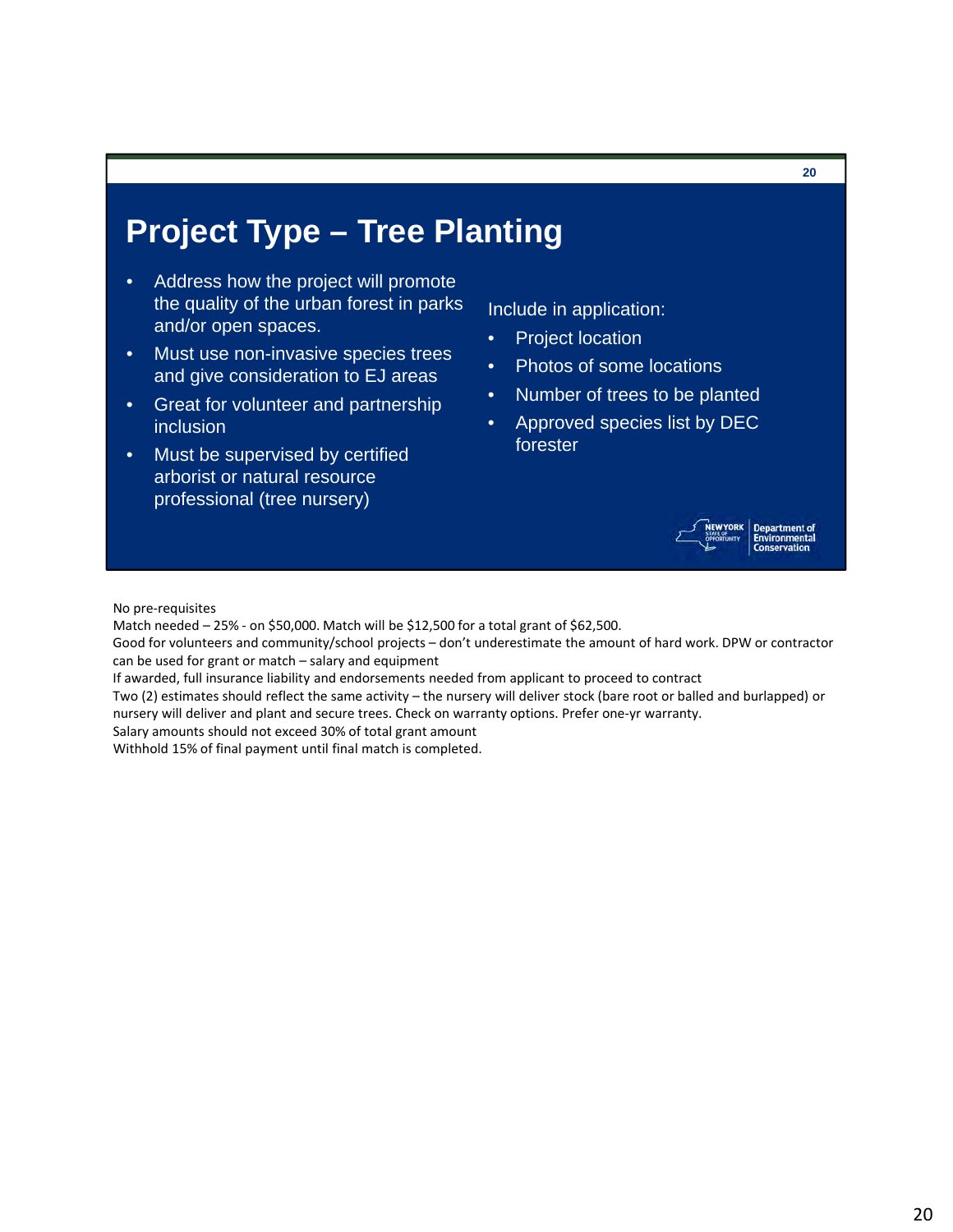# Project Type – Tree Planting

- Address how the project will promote the quality of the urban forest in parks and/or open spaces.
- Must use non-invasive species trees and give consideration to EJ areas
- Great for volunteer and partnership inclusion
- Must be supervised by certified arborist or natural resource professional (tree nursery)

Include in application:

- Project location
- Photos of some locations
- Number of trees to be planted
- Approved species list by DEC forester

NEW YORK STATE OF OPPORTUNITY | Department of Environmental Conservation

No pre-requisites
Match needed – 25% - on $50,000. Match will be $12,500 for a total grant of $62,500.
Good for volunteers and community/school projects – don't underestimate the amount of hard work. DPW or contractor can be used for grant or match – salary and equipment
If awarded, full insurance liability and endorsements needed from applicant to proceed to contract
Two (2) estimates should reflect the same activity – the nursery will deliver stock (bare root or balled and burlapped) or nursery will deliver and plant and secure trees. Check on warranty options. Prefer one-yr warranty.
Salary amounts should not exceed 30% of total grant amount
Withhold 15% of final payment until final match is completed.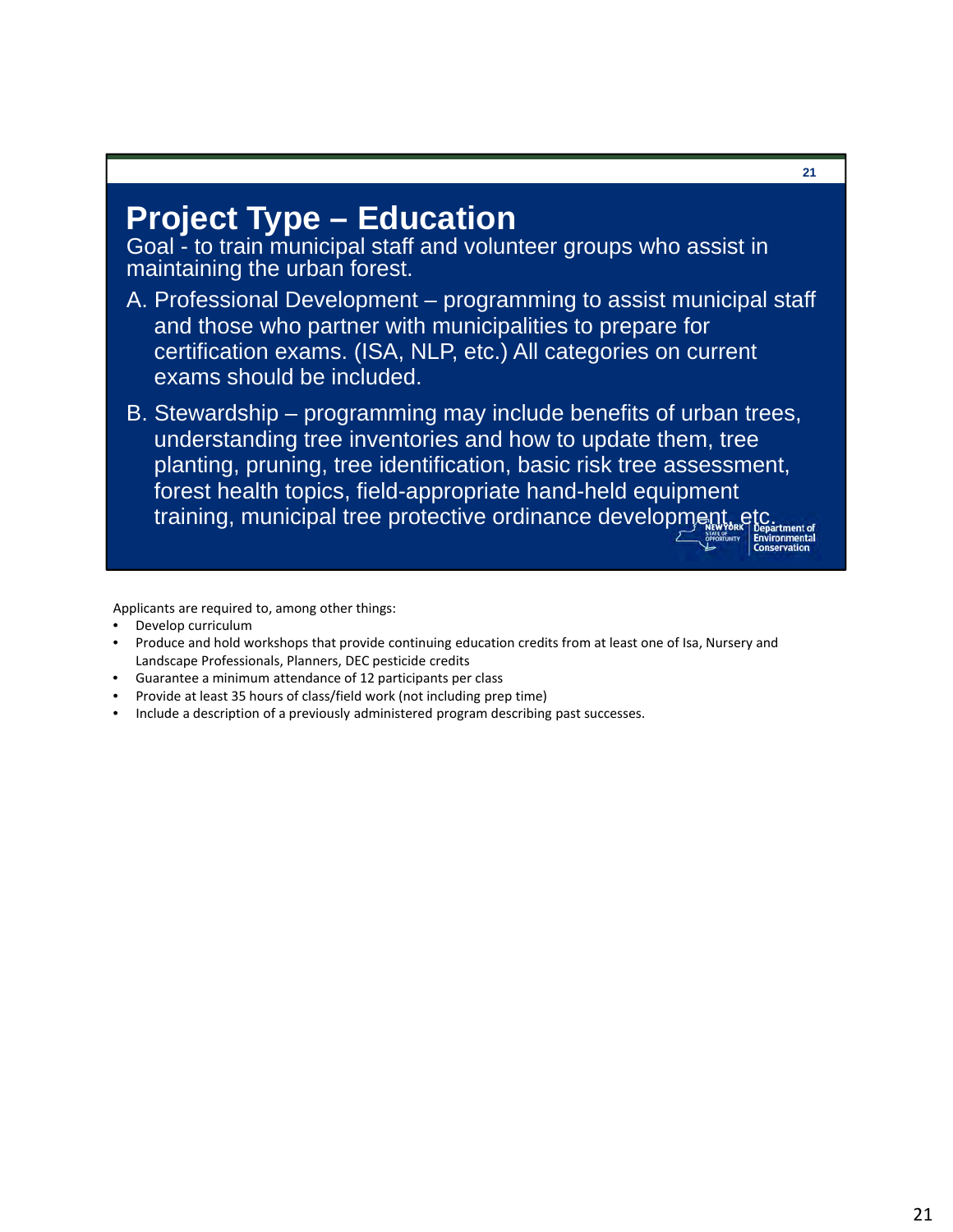# Project Type – Education

Goal - to train municipal staff and volunteer groups who assist in maintaining the urban forest.

A. Professional Development – programming to assist municipal staff and those who partner with municipalities to prepare for certification exams. (ISA, NLP, etc.) All categories on current exams should be included.

B. Stewardship – programming may include benefits of urban trees, understanding tree inventories and how to update them, tree planting, pruning, tree identification, basic risk tree assessment, forest health topics, field-appropriate hand-held equipment training, municipal tree protective ordinance development, etc.

Applicants are required to, among other things:

- Develop curriculum
- Produce and hold workshops that provide continuing education credits from at least one of Isa, Nursery and Landscape Professionals, Planners, DEC pesticide credits
- Guarantee a minimum attendance of 12 participants per class
- Provide at least 35 hours of class/field work (not including prep time)
- Include a description of a previously administered program describing past successes.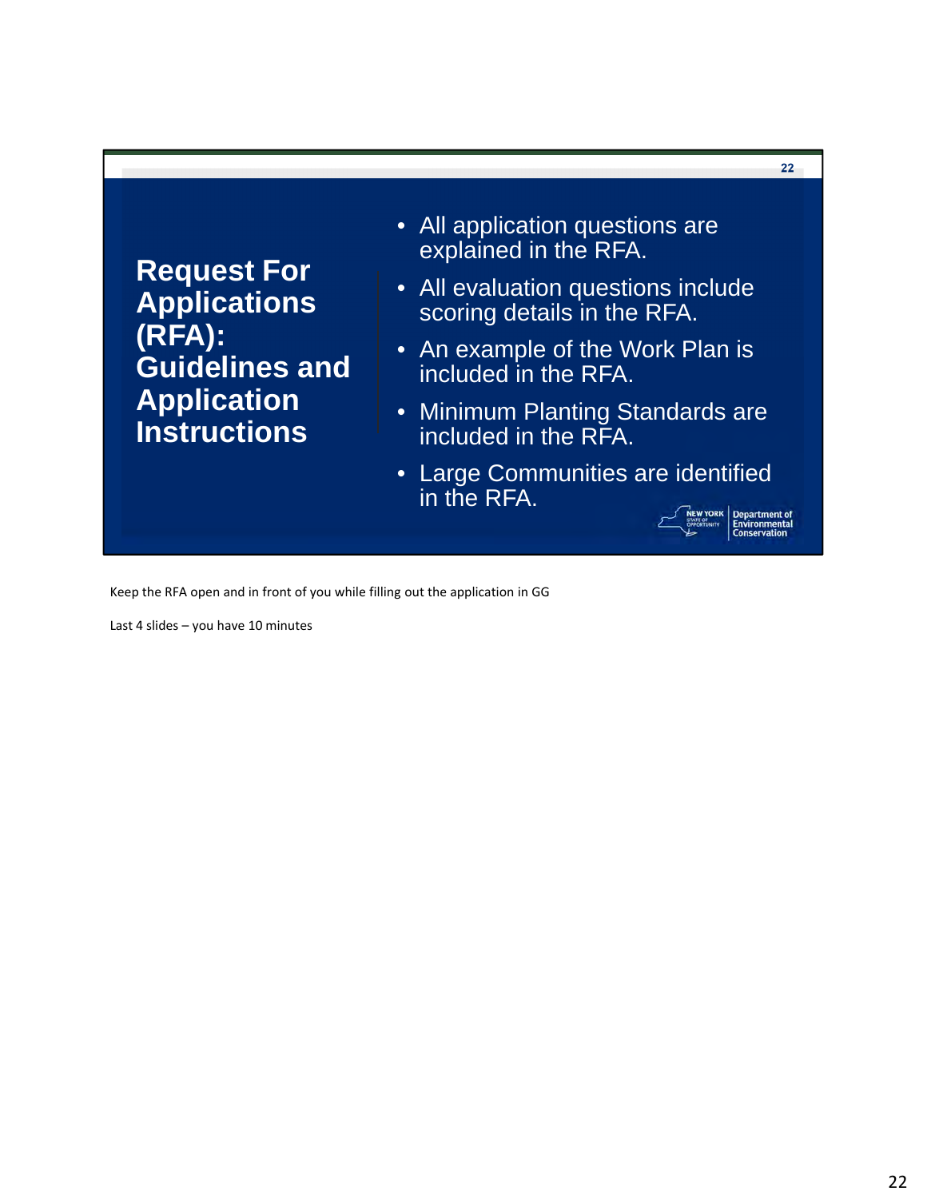## Request For Applications (RFA): Guidelines and Application Instructions

- All application questions are explained in the RFA.
- All evaluation questions include scoring details in the RFA.
- An example of the Work Plan is included in the RFA.
- Minimum Planting Standards are included in the RFA.
- Large Communities are identified in the RFA.

NEW YORK STATE OF OPPORTUNITY | Department of Environmental Conservation

Keep the RFA open and in front of you while filling out the application in GG

Last 4 slides – you have 10 minutes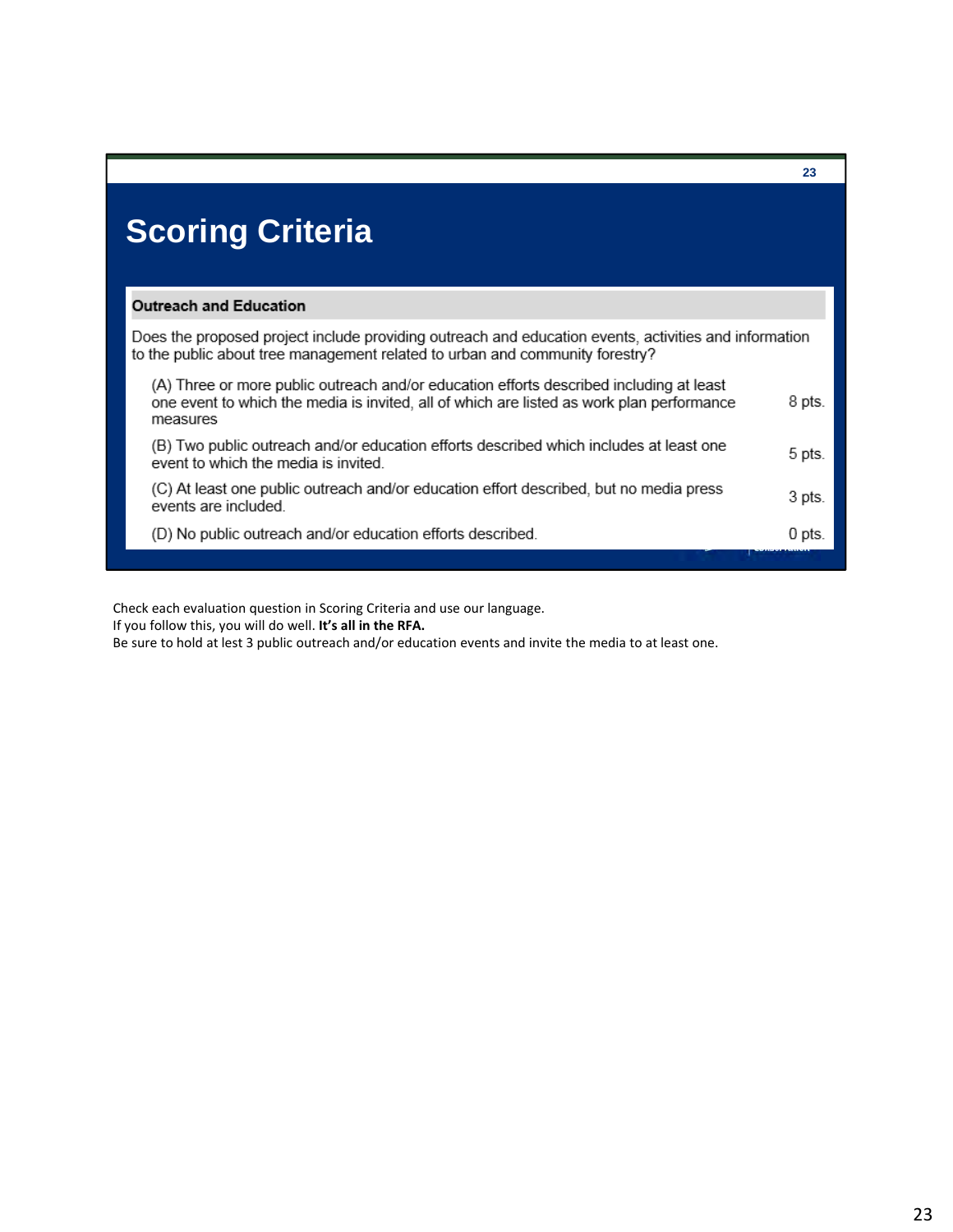# Scoring Criteria

| Outreach and Education | |
|---|---|
| Does the proposed project include providing outreach and education events, activities and information to the public about tree management related to urban and community forestry? | |
| (A) Three or more public outreach and/or education efforts described including at least one event to which the media is invited, all of which are listed as work plan performance measures | 8 pts. |
| (B) Two public outreach and/or education efforts described which includes at least one event to which the media is invited. | 5 pts. |
| (C) At least one public outreach and/or education effort described, but no media press events are included. | 3 pts. |
| (D) No public outreach and/or education efforts described. | 0 pts. |

Check each evaluation question in Scoring Criteria and use our language.
If you follow this, you will do well. **It's all in the RFA.**
Be sure to hold at lest 3 public outreach and/or education events and invite the media to at least one.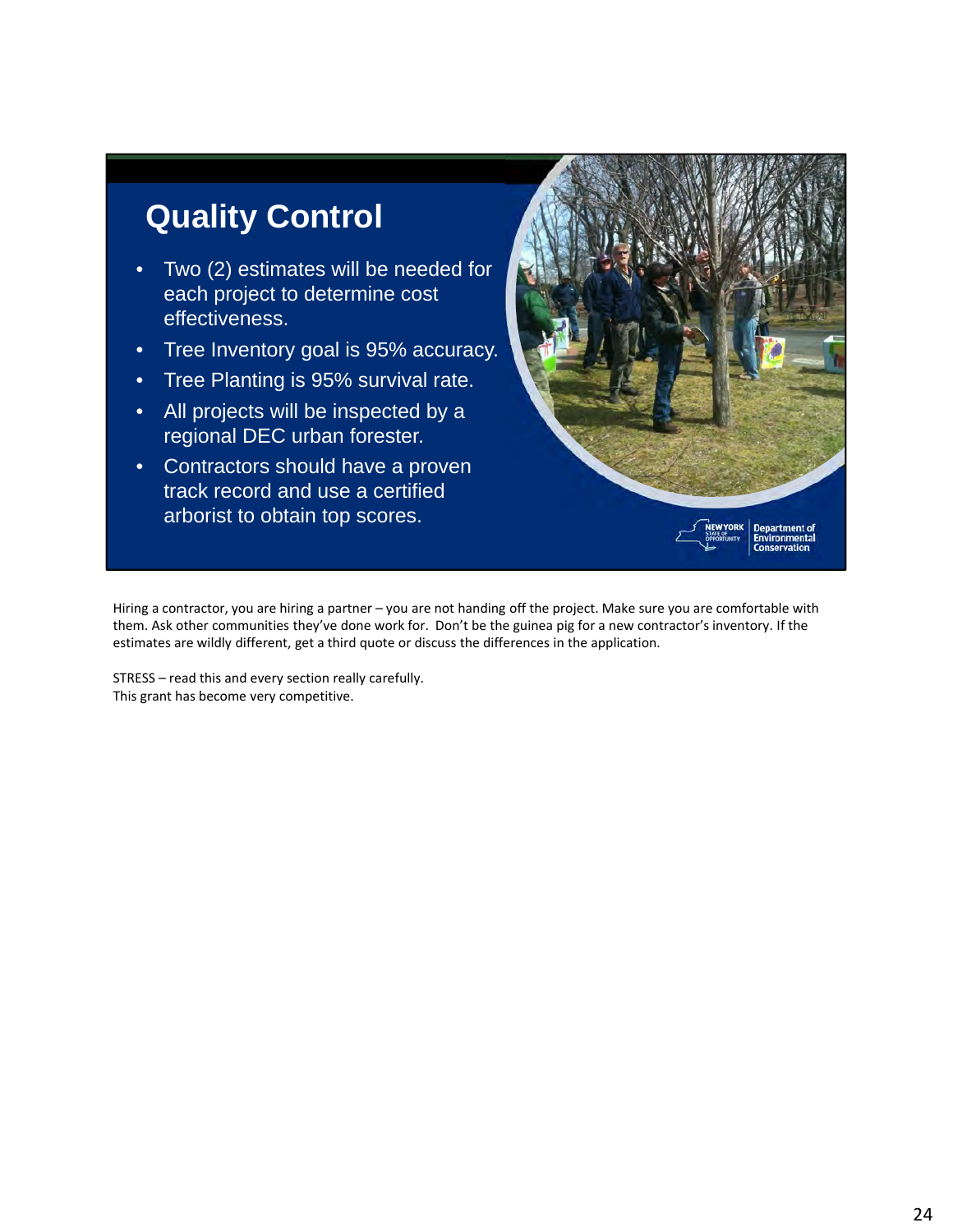# Quality Control

- Two (2) estimates will be needed for each project to determine cost effectiveness.
- Tree Inventory goal is 95% accuracy.
- Tree Planting is 95% survival rate.
- All projects will be inspected by a regional DEC urban forester.
- Contractors should have a proven track record and use a certified arborist to obtain top scores.

Hiring a contractor, you are hiring a partner – you are not handing off the project. Make sure you are comfortable with them. Ask other communities they've done work for. Don't be the guinea pig for a new contractor's inventory. If the estimates are wildly different, get a third quote or discuss the differences in the application.

STRESS – read this and every section really carefully.
This grant has become very competitive.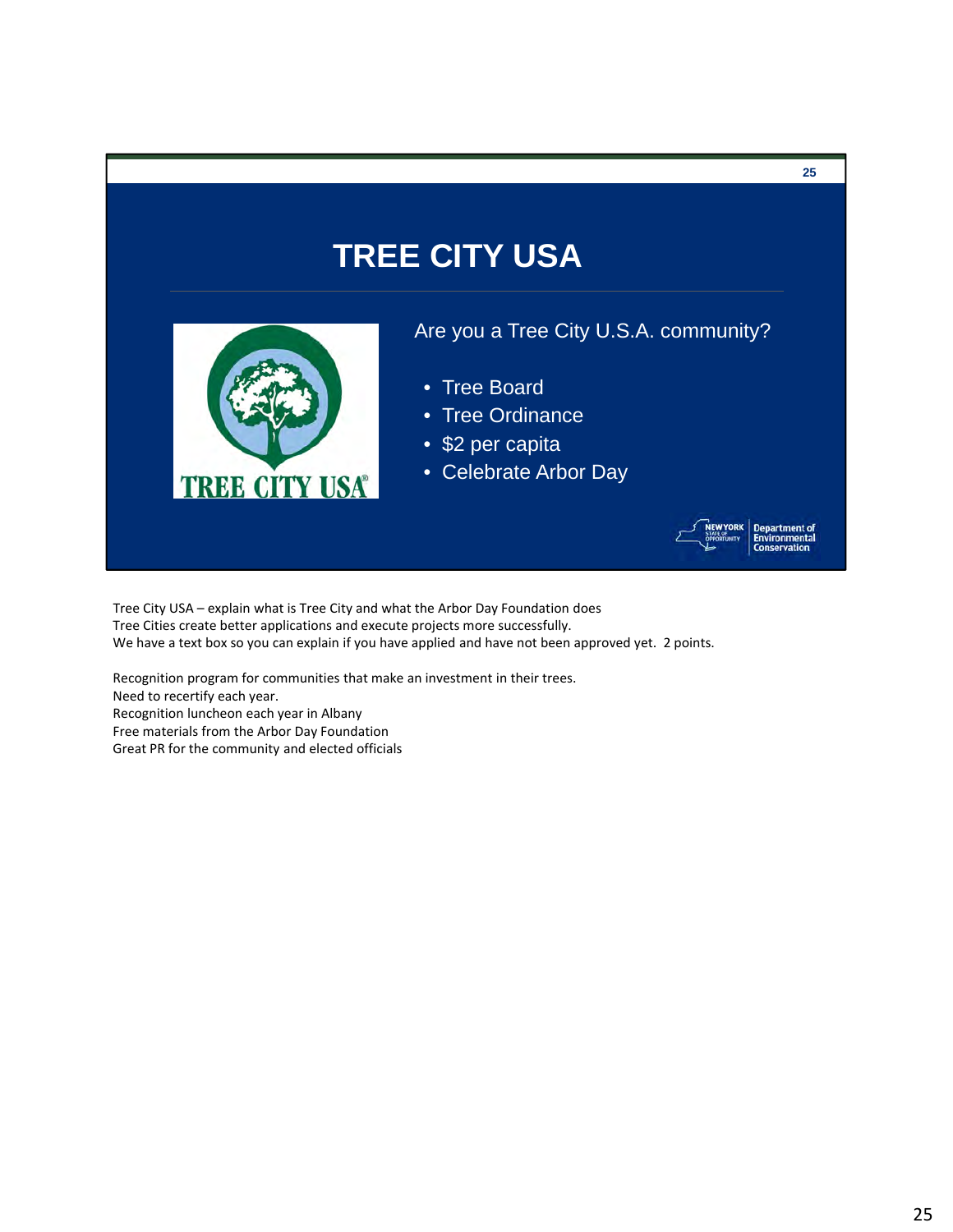# TREE CITY USA

Are you a Tree City U.S.A. community?

- Tree Board
- Tree Ordinance
- $2 per capita
- Celebrate Arbor Day

Tree City USA – explain what is Tree City and what the Arbor Day Foundation does
Tree Cities create better applications and execute projects more successfully.
We have a text box so you can explain if you have applied and have not been approved yet. 2 points.

Recognition program for communities that make an investment in their trees.
Need to recertify each year.
Recognition luncheon each year in Albany
Free materials from the Arbor Day Foundation
Great PR for the community and elected officials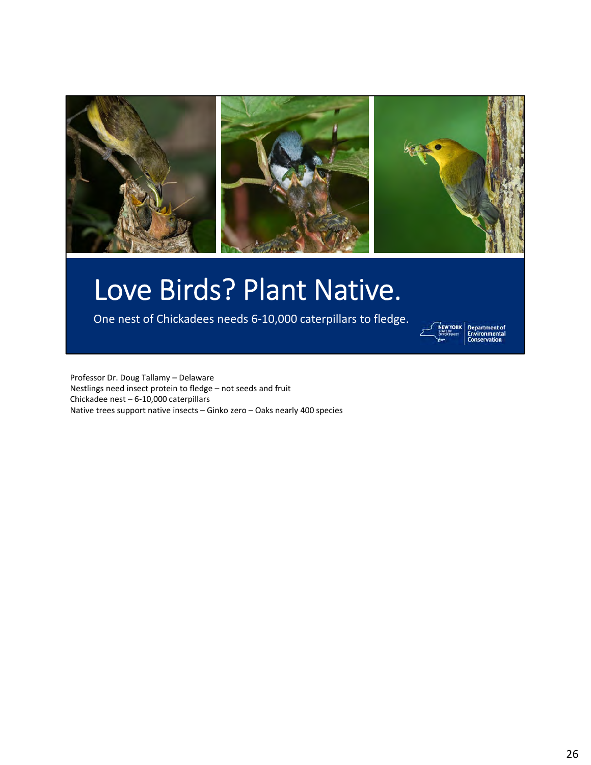# Love Birds? Plant Native.

One nest of Chickadees needs 6-10,000 caterpillars to fledge.

Professor Dr. Doug Tallamy – Delaware
Nestlings need insect protein to fledge – not seeds and fruit
Chickadee nest – 6-10,000 caterpillars
Native trees support native insects – Ginko zero – Oaks nearly 400 species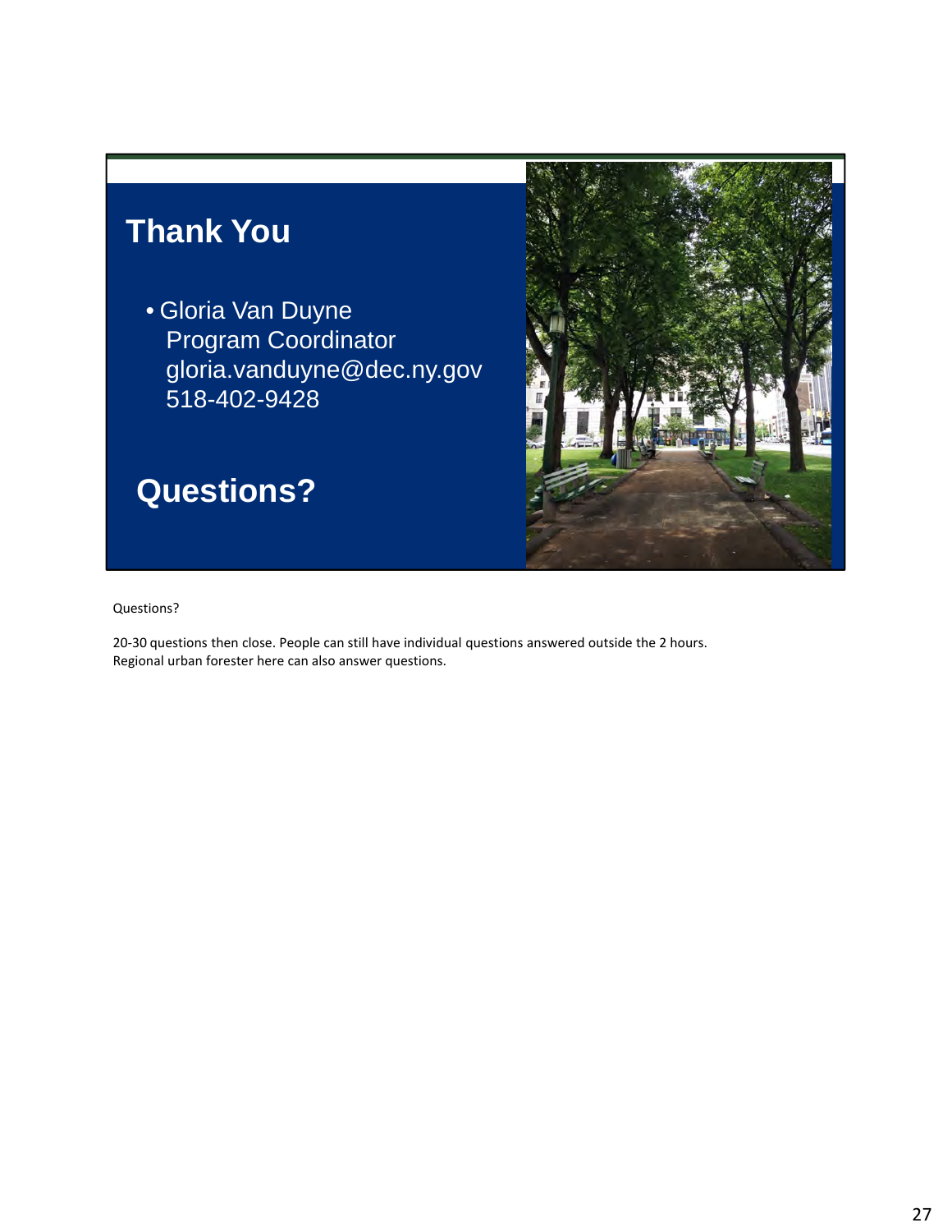# Thank You

- Gloria Van Duyne
  Program Coordinator
  gloria.vanduyne@dec.ny.gov
  518-402-9428

## Questions?

Questions?

20-30 questions then close. People can still have individual questions answered outside the 2 hours.
Regional urban forester here can also answer questions.